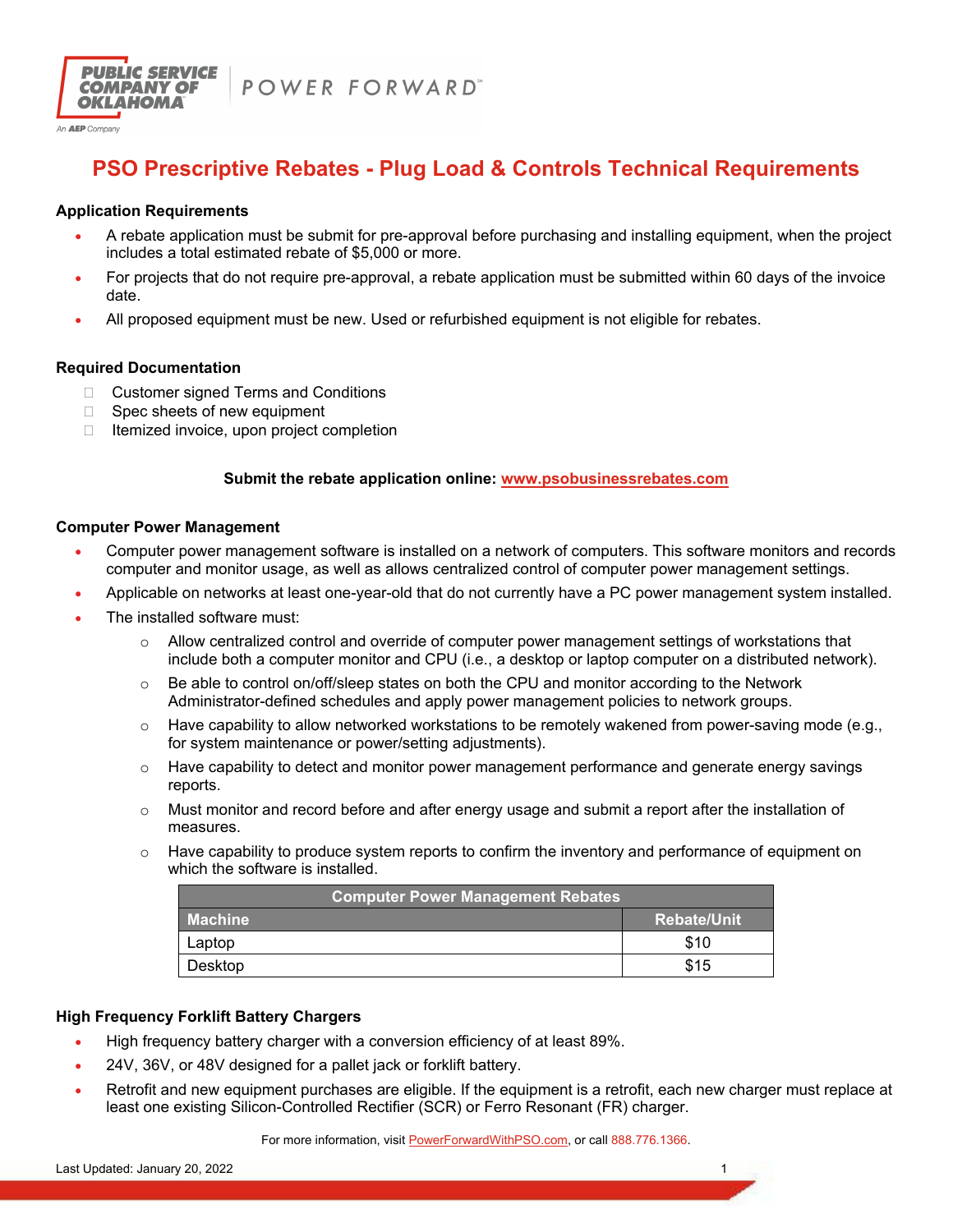# PSO Prescriptive Rebates - Plug Load & Controls Technical Requirements

## Application Requirements

- A rebate application must be submit for pre-approval before purchasing and installing equipment, when the project includes a total estimated rebate of $5,000 or more.
- For projects that do not require pre-approval, a rebate application must be submitted within 60 days of the invoice date.
- All proposed equipment must be new. Used or refurbished equipment is not eligible for rebates.

## Required Documentation

- Customer signed Terms and Conditions
- Spec sheets of new equipment
- Itemized invoice, upon project completion

**Submit the rebate application online: [www.psobusinessrebates.com](www.psobusinessrebates.com)**

## Computer Power Management

- Computer power management software is installed on a network of computers. This software monitors and records computer and monitor usage, as well as allows centralized control of computer power management settings.
- Applicable on networks at least one-year-old that do not currently have a PC power management system installed.
- The installed software must:
  - Allow centralized control and override of computer power management settings of workstations that include both a computer monitor and CPU (i.e., a desktop or laptop computer on a distributed network).
  - Be able to control on/off/sleep states on both the CPU and monitor according to the Network Administrator-defined schedules and apply power management policies to network groups.
  - Have capability to allow networked workstations to be remotely wakened from power-saving mode (e.g., for system maintenance or power/setting adjustments).
  - Have capability to detect and monitor power management performance and generate energy savings reports.
  - Must monitor and record before and after energy usage and submit a report after the installation of measures.
  - Have capability to produce system reports to confirm the inventory and performance of equipment on which the software is installed.

| Computer Power Management Rebates | |
|---|---|
| **Machine** | **Rebate/Unit** |
| Laptop | $10 |
| Desktop | $15 |

## High Frequency Forklift Battery Chargers

- High frequency battery charger with a conversion efficiency of at least 89%.
- 24V, 36V, or 48V designed for a pallet jack or forklift battery.
- Retrofit and new equipment purchases are eligible. If the equipment is a retrofit, each new charger must replace at least one existing Silicon-Controlled Rectifier (SCR) or Ferro Resonant (FR) charger.

For more information, visit [PowerForwardWithPSO.com](PowerForwardWithPSO.com), or call 888.776.1366.

Last Updated: January 20, 2022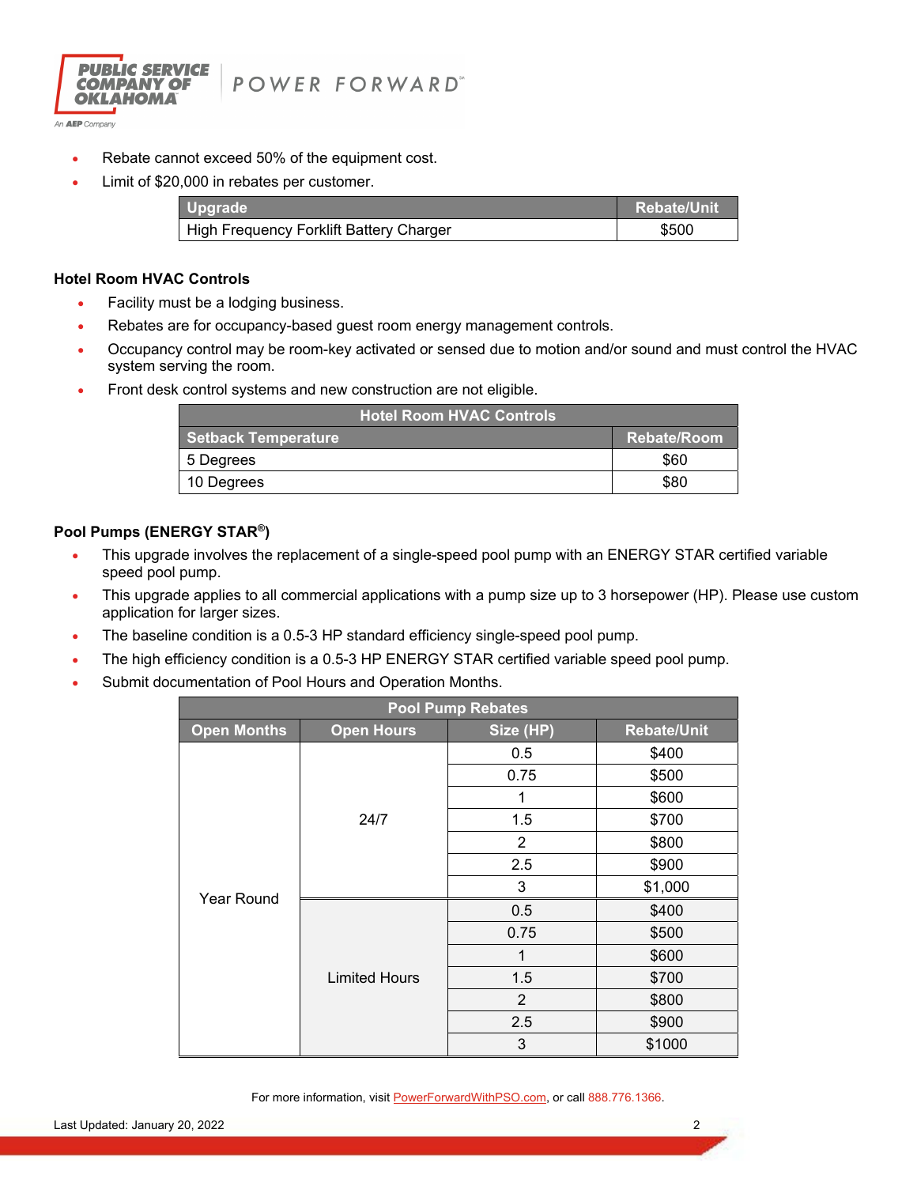- Rebate cannot exceed 50% of the equipment cost.
- Limit of $20,000 in rebates per customer.

| Upgrade | Rebate/Unit |
|---|---|
| High Frequency Forklift Battery Charger | $500 |

**Hotel Room HVAC Controls**

- Facility must be a lodging business.
- Rebates are for occupancy-based guest room energy management controls.
- Occupancy control may be room-key activated or sensed due to motion and/or sound and must control the HVAC system serving the room.
- Front desk control systems and new construction are not eligible.

| Hotel Room HVAC Controls | |
|---|---|
| **Setback Temperature** | **Rebate/Room** |
| 5 Degrees | $60 |
| 10 Degrees | $80 |

**Pool Pumps (ENERGY STAR®)**

- This upgrade involves the replacement of a single-speed pool pump with an ENERGY STAR certified variable speed pool pump.
- This upgrade applies to all commercial applications with a pump size up to 3 horsepower (HP). Please use custom application for larger sizes.
- The baseline condition is a 0.5-3 HP standard efficiency single-speed pool pump.
- The high efficiency condition is a 0.5-3 HP ENERGY STAR certified variable speed pool pump.
- Submit documentation of Pool Hours and Operation Months.

| Pool Pump Rebates | | | |
|---|---|---|---|
| **Open Months** | **Open Hours** | **Size (HP)** | **Rebate/Unit** |
| Year Round | 24/7 | 0.5 | $400 |
| | | 0.75 | $500 |
| | | 1 | $600 |
| | | 1.5 | $700 |
| | | 2 | $800 |
| | | 2.5 | $900 |
| | | 3 | $1,000 |
| | Limited Hours | 0.5 | $400 |
| | | 0.75 | $500 |
| | | 1 | $600 |
| | | 1.5 | $700 |
| | | 2 | $800 |
| | | 2.5 | $900 |
| | | 3 | $1000 |

For more information, visit PowerForwardWithPSO.com, or call 888.776.1366.

Last Updated: January 20, 2022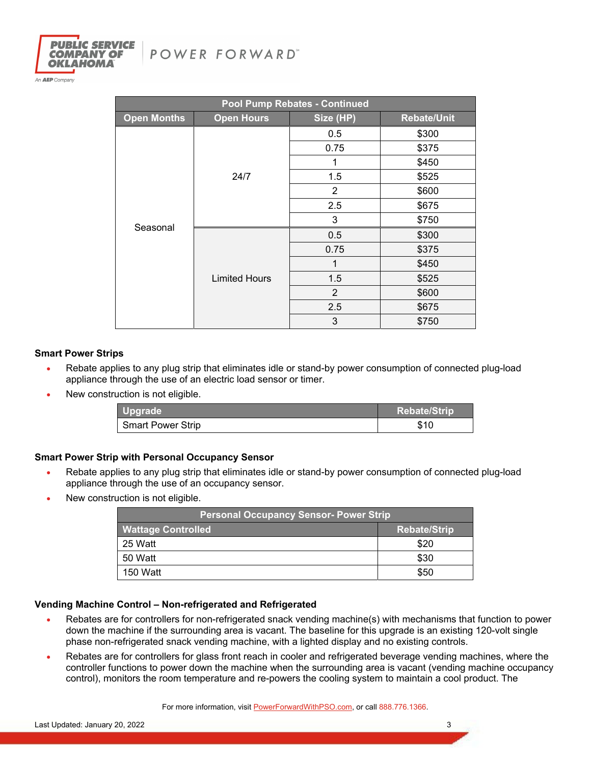| Pool Pump Rebates - Continued | | | |
|---|---|---|---|
| **Open Months** | **Open Hours** | **Size (HP)** | **Rebate/Unit** |
| Seasonal | 24/7 | 0.5 | $300 |
| | | 0.75 | $375 |
| | | 1 | $450 |
| | | 1.5 | $525 |
| | | 2 | $600 |
| | | 2.5 | $675 |
| | | 3 | $750 |
| | Limited Hours | 0.5 | $300 |
| | | 0.75 | $375 |
| | | 1 | $450 |
| | | 1.5 | $525 |
| | | 2 | $600 |
| | | 2.5 | $675 |
| | | 3 | $750 |

**Smart Power Strips**

- Rebate applies to any plug strip that eliminates idle or stand-by power consumption of connected plug-load appliance through the use of an electric load sensor or timer.
- New construction is not eligible.

| Upgrade | Rebate/Strip |
|---|---|
| Smart Power Strip | $10 |

**Smart Power Strip with Personal Occupancy Sensor**

- Rebate applies to any plug strip that eliminates idle or stand-by power consumption of connected plug-load appliance through the use of an occupancy sensor.
- New construction is not eligible.

| Personal Occupancy Sensor- Power Strip | |
|---|---|
| **Wattage Controlled** | **Rebate/Strip** |
| 25 Watt | $20 |
| 50 Watt | $30 |
| 150 Watt | $50 |

**Vending Machine Control – Non-refrigerated and Refrigerated**

- Rebates are for controllers for non-refrigerated snack vending machine(s) with mechanisms that function to power down the machine if the surrounding area is vacant. The baseline for this upgrade is an existing 120-volt single phase non-refrigerated snack vending machine, with a lighted display and no existing controls.
- Rebates are for controllers for glass front reach in cooler and refrigerated beverage vending machines, where the controller functions to power down the machine when the surrounding area is vacant (vending machine occupancy control), monitors the room temperature and re-powers the cooling system to maintain a cool product. The

For more information, visit PowerForwardWithPSO.com, or call 888.776.1366.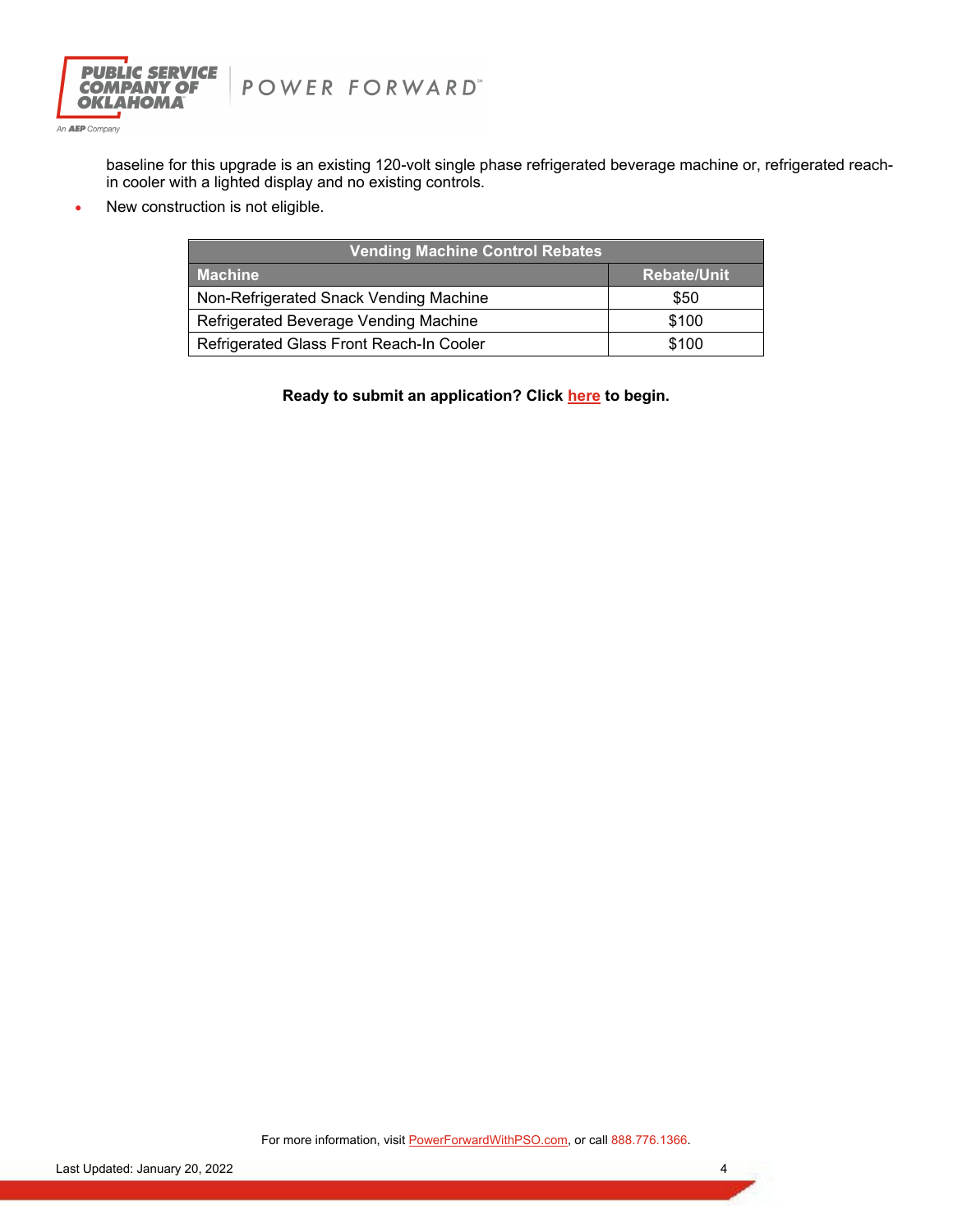baseline for this upgrade is an existing 120-volt single phase refrigerated beverage machine or, refrigerated reach-in cooler with a lighted display and no existing controls.

- New construction is not eligible.

| Vending Machine Control Rebates | |
|---|---|
| **Machine** | **Rebate/Unit** |
| Non-Refrigerated Snack Vending Machine | $50 |
| Refrigerated Beverage Vending Machine | $100 |
| Refrigerated Glass Front Reach-In Cooler | $100 |

**Ready to submit an application? Click here to begin.**

For more information, visit PowerForwardWithPSO.com, or call 888.776.1366.

Last Updated: January 20, 2022